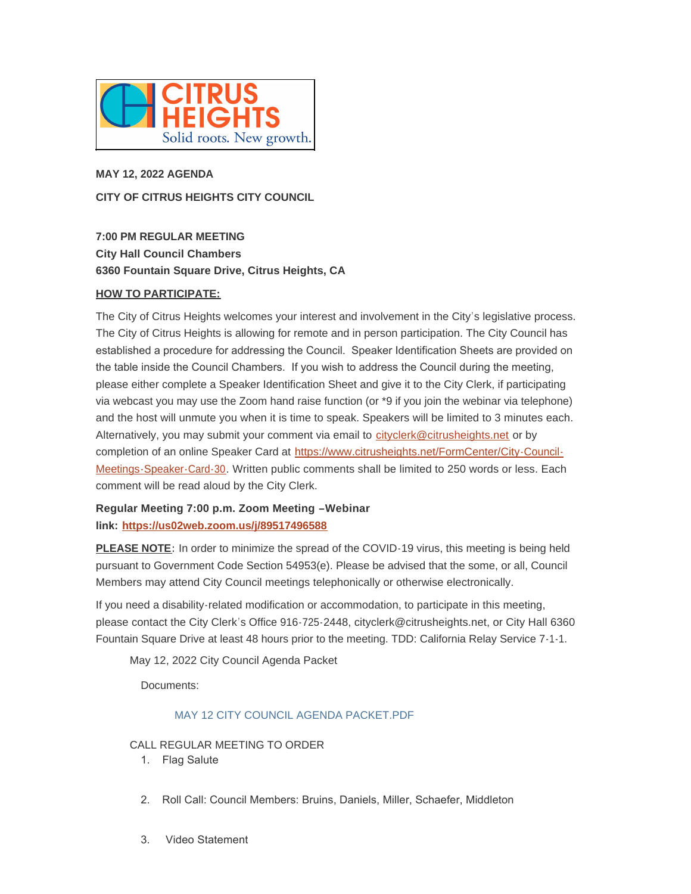CITRUS HEIGHTS
Solid roots. New growth.

**MAY 12, 2022 AGENDA**

**CITY OF CITRUS HEIGHTS CITY COUNCIL**

**7:00 PM REGULAR MEETING**
**City Hall Council Chambers**
**6360 Fountain Square Drive, Citrus Heights, CA**

**HOW TO PARTICIPATE:**

The City of Citrus Heights welcomes your interest and involvement in the City's legislative process. The City of Citrus Heights is allowing for remote and in person participation. The City Council has established a procedure for addressing the Council. Speaker Identification Sheets are provided on the table inside the Council Chambers. If you wish to address the Council during the meeting, please either complete a Speaker Identification Sheet and give it to the City Clerk, if participating via webcast you may use the Zoom hand raise function (or *9 if you join the webinar via telephone) and the host will unmute you when it is time to speak. Speakers will be limited to 3 minutes each. Alternatively, you may submit your comment via email to cityclerk@citrusheights.net or by completion of an online Speaker Card at https://www.citrusheights.net/FormCenter/City-Council-Meetings-Speaker-Card-30. Written public comments shall be limited to 250 words or less. Each comment will be read aloud by the City Clerk.

**Regular Meeting 7:00 p.m. Zoom Meeting –Webinar link: https://us02web.zoom.us/j/89517496588**

**PLEASE NOTE**: In order to minimize the spread of the COVID-19 virus, this meeting is being held pursuant to Government Code Section 54953(e). Please be advised that the some, or all, Council Members may attend City Council meetings telephonically or otherwise electronically.

If you need a disability-related modification or accommodation, to participate in this meeting, please contact the City Clerk's Office 916-725-2448, cityclerk@citrusheights.net, or City Hall 6360 Fountain Square Drive at least 48 hours prior to the meeting. TDD: California Relay Service 7-1-1.

May 12, 2022 City Council Agenda Packet

Documents:

MAY 12 CITY COUNCIL AGENDA PACKET.PDF

CALL REGULAR MEETING TO ORDER

1. Flag Salute
2. Roll Call: Council Members: Bruins, Daniels, Miller, Schaefer, Middleton
3. Video Statement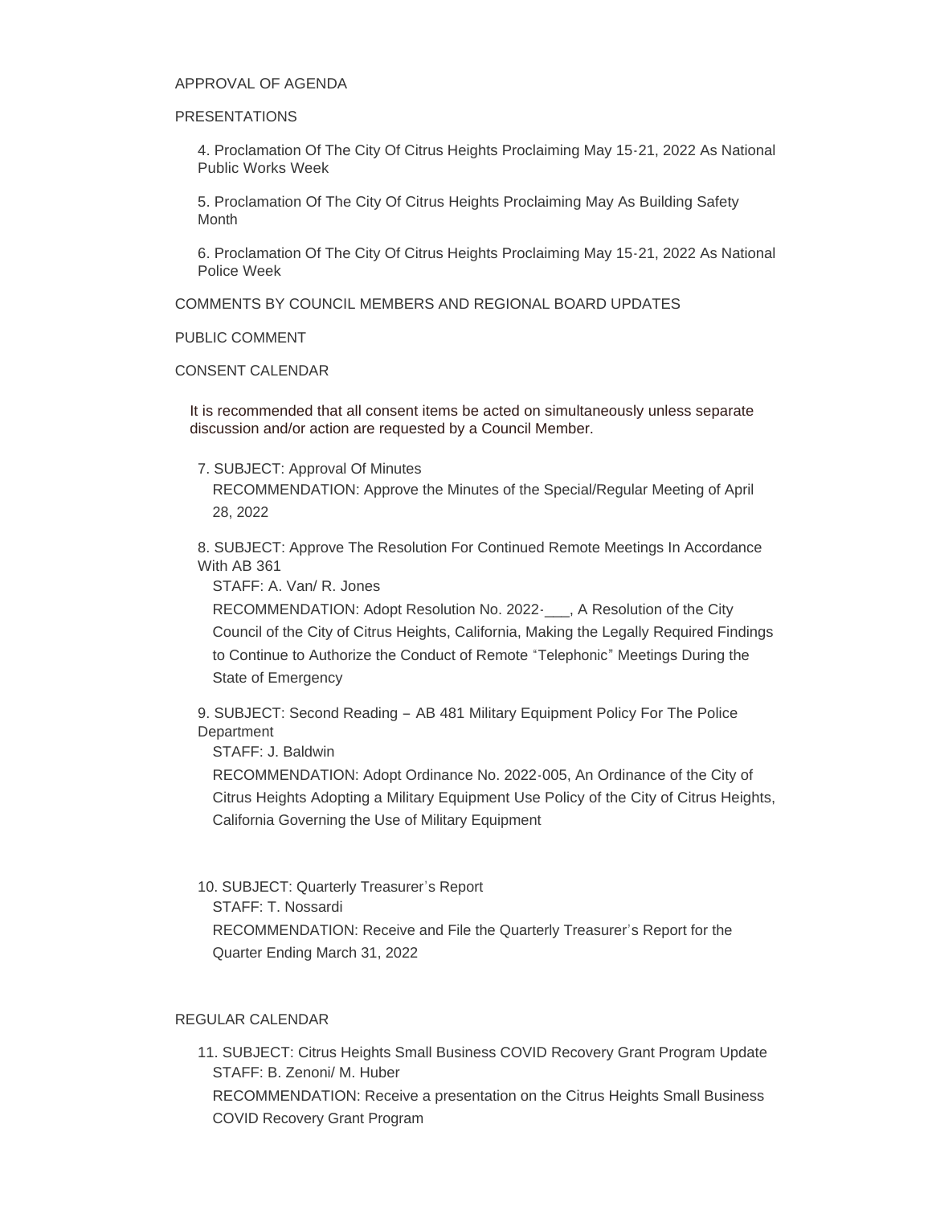## APPROVAL OF AGENDA

## PRESENTATIONS

4. Proclamation Of The City Of Citrus Heights Proclaiming May 15-21, 2022 As National Public Works Week

5. Proclamation Of The City Of Citrus Heights Proclaiming May As Building Safety Month

6. Proclamation Of The City Of Citrus Heights Proclaiming May 15-21, 2022 As National Police Week

## COMMENTS BY COUNCIL MEMBERS AND REGIONAL BOARD UPDATES

## PUBLIC COMMENT

## CONSENT CALENDAR

It is recommended that all consent items be acted on simultaneously unless separate discussion and/or action are requested by a Council Member.

7. SUBJECT: Approval Of Minutes
   RECOMMENDATION: Approve the Minutes of the Special/Regular Meeting of April 28, 2022

8. SUBJECT: Approve The Resolution For Continued Remote Meetings In Accordance With AB 361
   STAFF: A. Van/ R. Jones
   RECOMMENDATION: Adopt Resolution No. 2022-___, A Resolution of the City Council of the City of Citrus Heights, California, Making the Legally Required Findings to Continue to Authorize the Conduct of Remote "Telephonic" Meetings During the State of Emergency

9. SUBJECT: Second Reading – AB 481 Military Equipment Policy For The Police Department
   STAFF: J. Baldwin
   RECOMMENDATION: Adopt Ordinance No. 2022-005, An Ordinance of the City of Citrus Heights Adopting a Military Equipment Use Policy of the City of Citrus Heights, California Governing the Use of Military Equipment

10. SUBJECT: Quarterly Treasurer's Report
    STAFF: T. Nossardi
    RECOMMENDATION: Receive and File the Quarterly Treasurer's Report for the Quarter Ending March 31, 2022

## REGULAR CALENDAR

11. SUBJECT: Citrus Heights Small Business COVID Recovery Grant Program Update
    STAFF: B. Zenoni/ M. Huber
    RECOMMENDATION: Receive a presentation on the Citrus Heights Small Business COVID Recovery Grant Program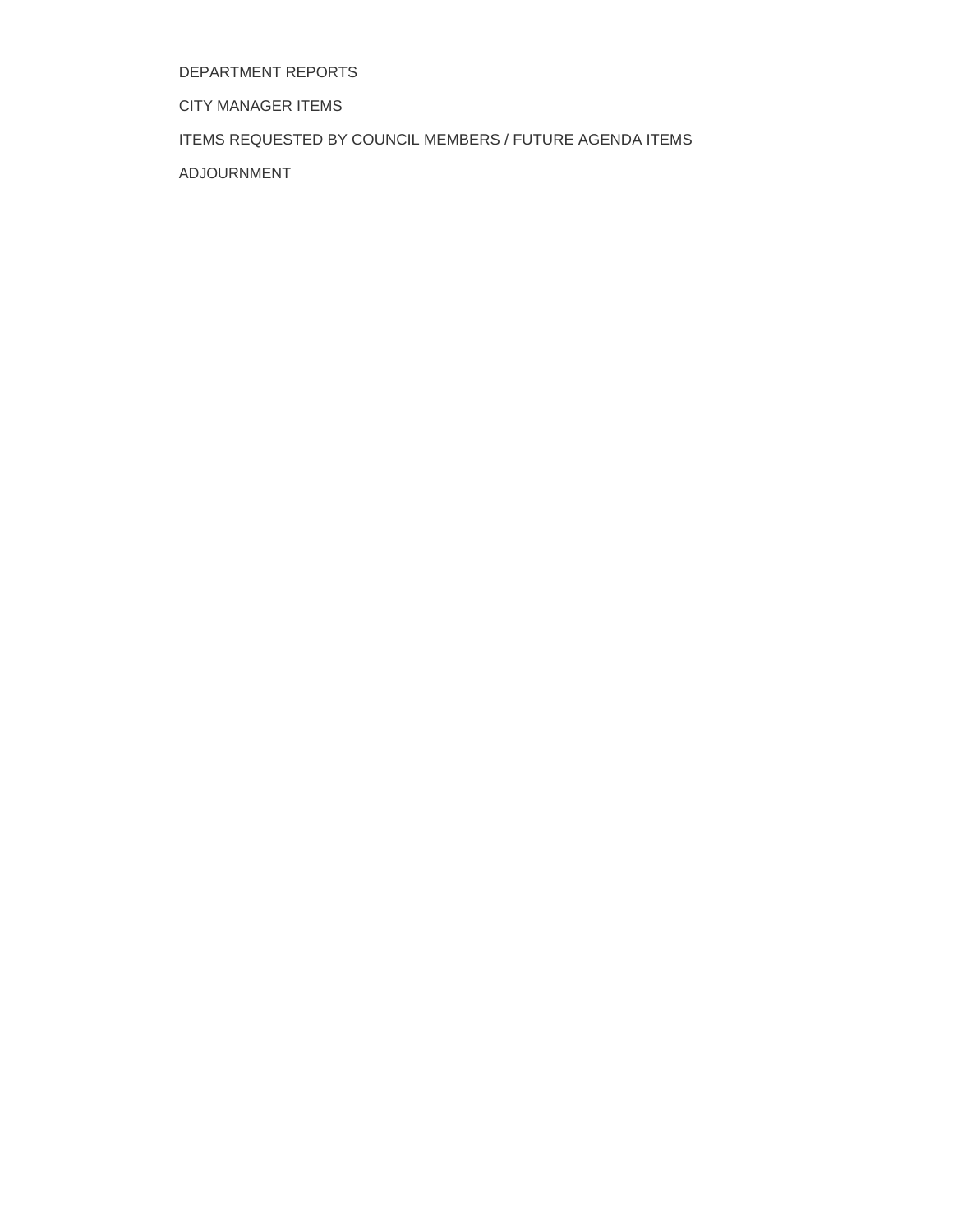DEPARTMENT REPORTS

CITY MANAGER ITEMS

ITEMS REQUESTED BY COUNCIL MEMBERS / FUTURE AGENDA ITEMS

ADJOURNMENT